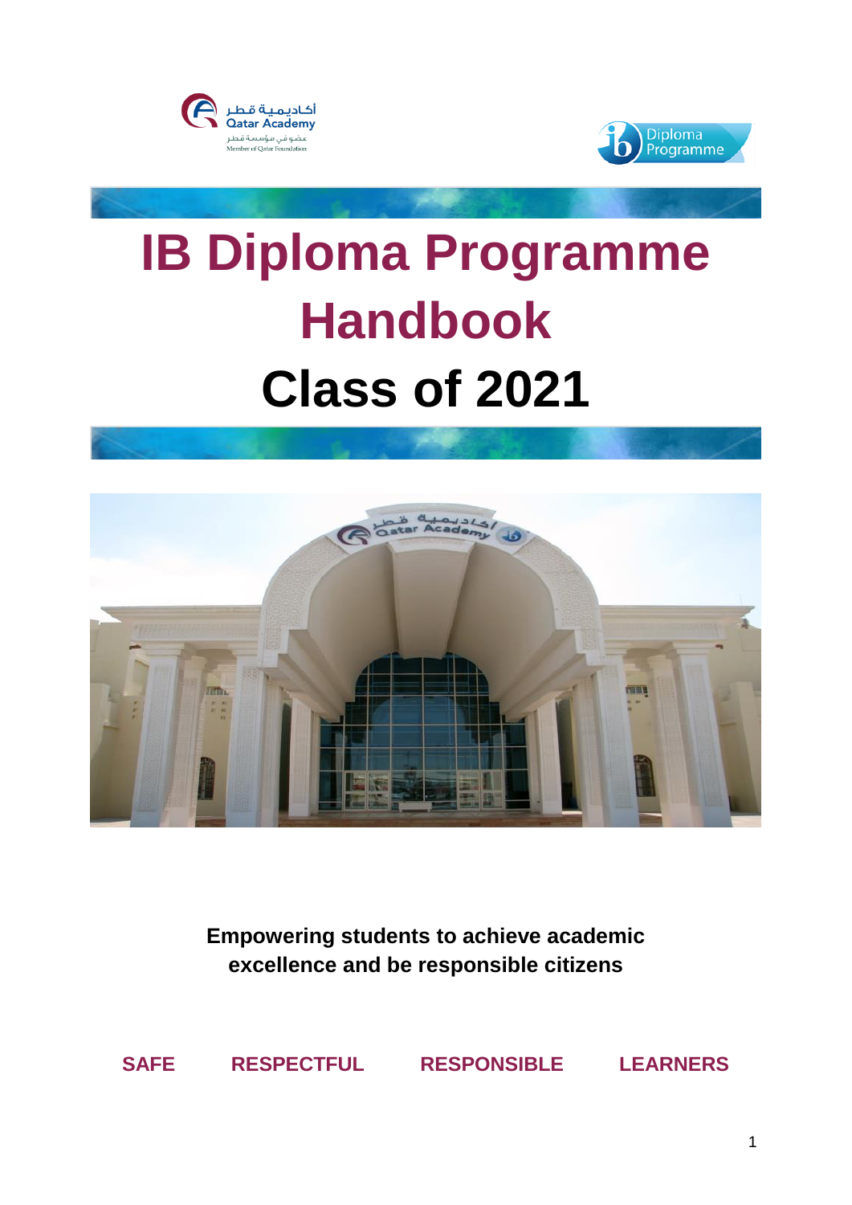# IB Diploma Programme Handbook

# Class of 2021

**Empowering students to achieve academic excellence and be responsible citizens**

**SAFE RESPECTFUL RESPONSIBLE LEARNERS**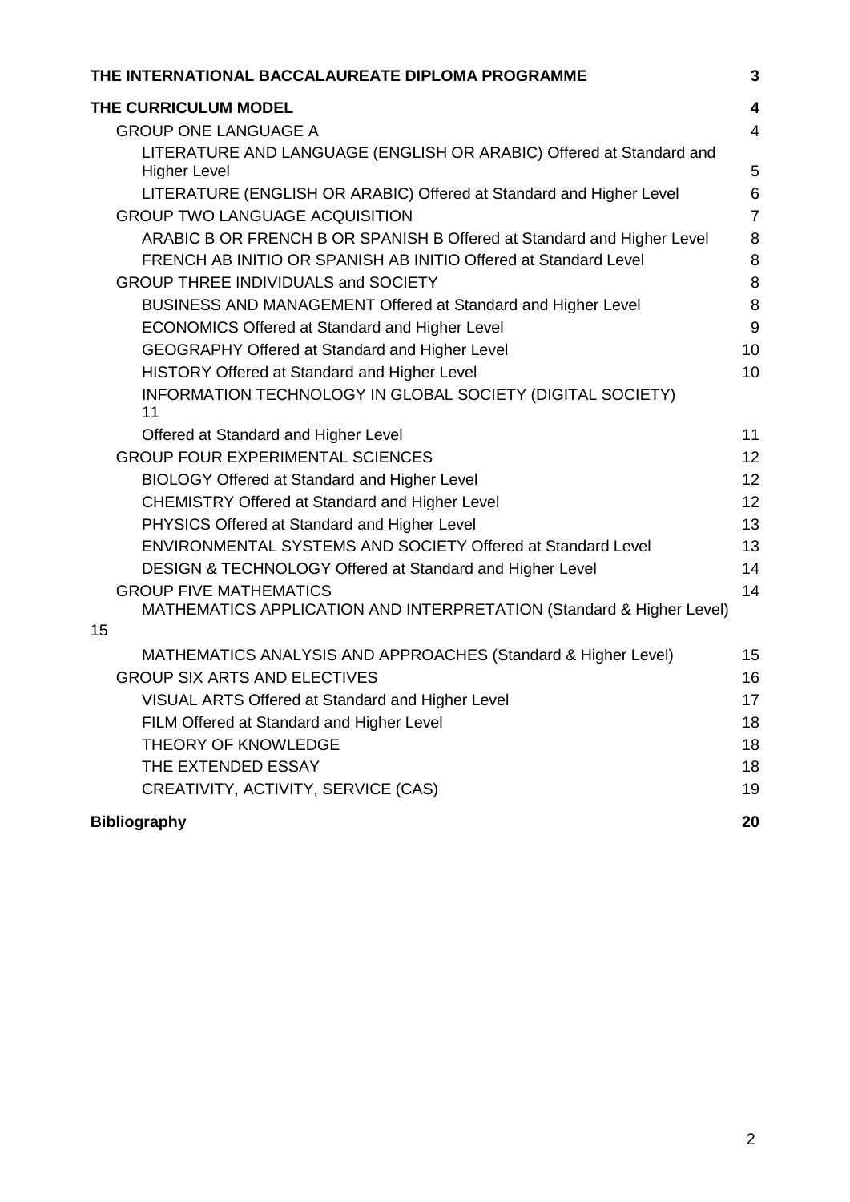| | |
|---|---|
| **THE INTERNATIONAL BACCALAUREATE DIPLOMA PROGRAMME** | **3** |
| **THE CURRICULUM MODEL** | **4** |
| GROUP ONE LANGUAGE A | 4 |
| LITERATURE AND LANGUAGE (ENGLISH OR ARABIC) Offered at Standard and Higher Level | 5 |
| LITERATURE (ENGLISH OR ARABIC) Offered at Standard and Higher Level | 6 |
| GROUP TWO LANGUAGE ACQUISITION | 7 |
| ARABIC B OR FRENCH B OR SPANISH B Offered at Standard and Higher Level | 8 |
| FRENCH AB INITIO OR SPANISH AB INITIO Offered at Standard Level | 8 |
| GROUP THREE INDIVIDUALS and SOCIETY | 8 |
| BUSINESS AND MANAGEMENT Offered at Standard and Higher Level | 8 |
| ECONOMICS Offered at Standard and Higher Level | 9 |
| GEOGRAPHY Offered at Standard and Higher Level | 10 |
| HISTORY Offered at Standard and Higher Level | 10 |
| INFORMATION TECHNOLOGY IN GLOBAL SOCIETY (DIGITAL SOCIETY) 11 | |
| Offered at Standard and Higher Level | 11 |
| GROUP FOUR EXPERIMENTAL SCIENCES | 12 |
| BIOLOGY Offered at Standard and Higher Level | 12 |
| CHEMISTRY Offered at Standard and Higher Level | 12 |
| PHYSICS Offered at Standard and Higher Level | 13 |
| ENVIRONMENTAL SYSTEMS AND SOCIETY Offered at Standard Level | 13 |
| DESIGN & TECHNOLOGY Offered at Standard and Higher Level | 14 |
| GROUP FIVE MATHEMATICS | 14 |
| MATHEMATICS APPLICATION AND INTERPRETATION (Standard & Higher Level) 15 | |
| MATHEMATICS ANALYSIS AND APPROACHES (Standard & Higher Level) | 15 |
| GROUP SIX ARTS AND ELECTIVES | 16 |
| VISUAL ARTS Offered at Standard and Higher Level | 17 |
| FILM Offered at Standard and Higher Level | 18 |
| THEORY OF KNOWLEDGE | 18 |
| THE EXTENDED ESSAY | 18 |
| CREATIVITY, ACTIVITY, SERVICE (CAS) | 19 |
| **Bibliography** | **20** |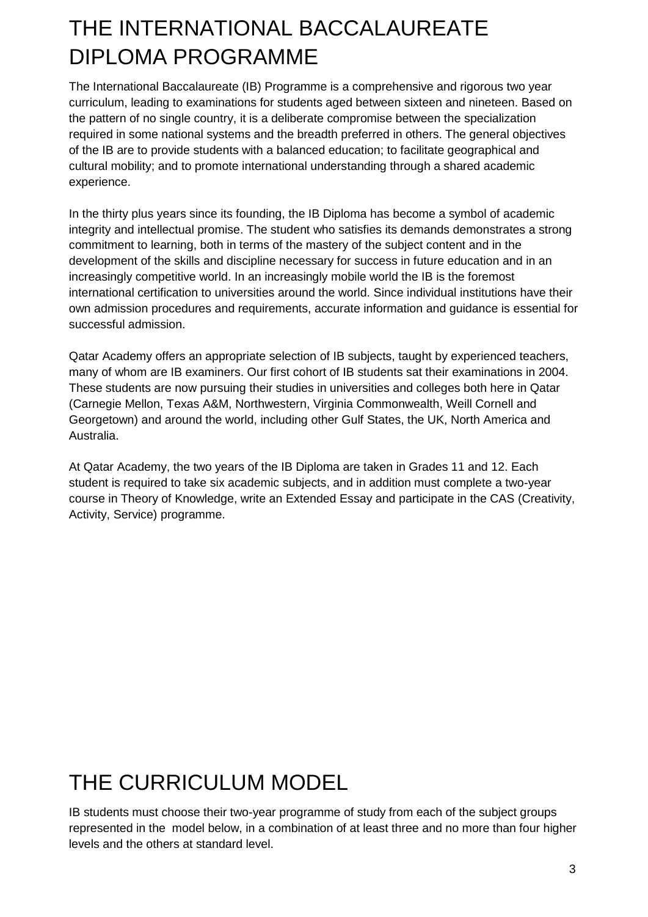# THE INTERNATIONAL BACCALAUREATE DIPLOMA PROGRAMME

The International Baccalaureate (IB) Programme is a comprehensive and rigorous two year curriculum, leading to examinations for students aged between sixteen and nineteen. Based on the pattern of no single country, it is a deliberate compromise between the specialization required in some national systems and the breadth preferred in others. The general objectives of the IB are to provide students with a balanced education; to facilitate geographical and cultural mobility; and to promote international understanding through a shared academic experience.

In the thirty plus years since its founding, the IB Diploma has become a symbol of academic integrity and intellectual promise. The student who satisfies its demands demonstrates a strong commitment to learning, both in terms of the mastery of the subject content and in the development of the skills and discipline necessary for success in future education and in an increasingly competitive world. In an increasingly mobile world the IB is the foremost international certification to universities around the world. Since individual institutions have their own admission procedures and requirements, accurate information and guidance is essential for successful admission.

Qatar Academy offers an appropriate selection of IB subjects, taught by experienced teachers, many of whom are IB examiners. Our first cohort of IB students sat their examinations in 2004. These students are now pursuing their studies in universities and colleges both here in Qatar (Carnegie Mellon, Texas A&M, Northwestern, Virginia Commonwealth, Weill Cornell and Georgetown) and around the world, including other Gulf States, the UK, North America and Australia.

At Qatar Academy, the two years of the IB Diploma are taken in Grades 11 and 12. Each student is required to take six academic subjects, and in addition must complete a two-year course in Theory of Knowledge, write an Extended Essay and participate in the CAS (Creativity, Activity, Service) programme.

# THE CURRICULUM MODEL

IB students must choose their two-year programme of study from each of the subject groups represented in the model below, in a combination of at least three and no more than four higher levels and the others at standard level.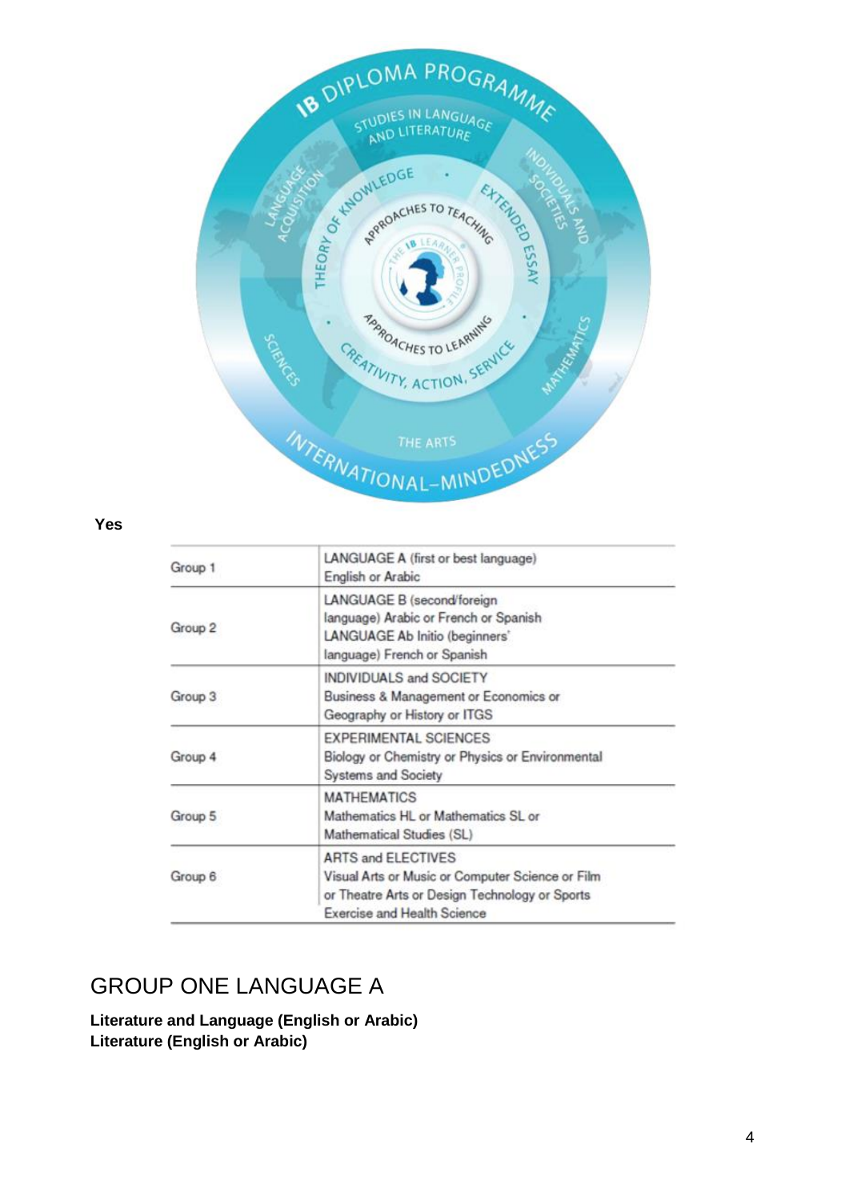**Yes**

| Group 1 | LANGUAGE A (first or best language)<br>English or Arabic |
|---|---|
| Group 2 | LANGUAGE B (second/foreign language) Arabic or French or Spanish<br>LANGUAGE Ab Initio (beginners' language) French or Spanish |
| Group 3 | INDIVIDUALS and SOCIETY<br>Business & Management or Economics or Geography or History or ITGS |
| Group 4 | EXPERIMENTAL SCIENCES<br>Biology or Chemistry or Physics or Environmental Systems and Society |
| Group 5 | MATHEMATICS<br>Mathematics HL or Mathematics SL or Mathematical Studies (SL) |
| Group 6 | ARTS and ELECTIVES<br>Visual Arts or Music or Computer Science or Film or Theatre Arts or Design Technology or Sports Exercise and Health Science |

## GROUP ONE LANGUAGE A

**Literature and Language (English or Arabic)**
**Literature (English or Arabic)**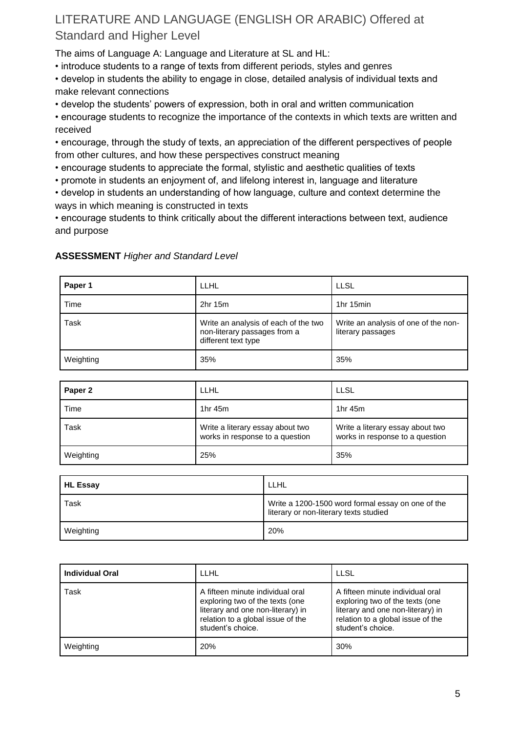## LITERATURE AND LANGUAGE (ENGLISH OR ARABIC) Offered at Standard and Higher Level

The aims of Language A: Language and Literature at SL and HL:

- introduce students to a range of texts from different periods, styles and genres
- develop in students the ability to engage in close, detailed analysis of individual texts and make relevant connections
- develop the students' powers of expression, both in oral and written communication
- encourage students to recognize the importance of the contexts in which texts are written and received
- encourage, through the study of texts, an appreciation of the different perspectives of people from other cultures, and how these perspectives construct meaning
- encourage students to appreciate the formal, stylistic and aesthetic qualities of texts
- promote in students an enjoyment of, and lifelong interest in, language and literature
- develop in students an understanding of how language, culture and context determine the ways in which meaning is constructed in texts
- encourage students to think critically about the different interactions between text, audience and purpose

**ASSESSMENT** *Higher and Standard Level*

| **Paper 1** | LLHL | LLSL |
|---|---|---|
| Time | 2hr 15m | 1hr 15min |
| Task | Write an analysis of each of the two non-literary passages from a different text type | Write an analysis of one of the non-literary passages |
| Weighting | 35% | 35% |

| **Paper 2** | LLHL | LLSL |
|---|---|---|
| Time | 1hr 45m | 1hr 45m |
| Task | Write a literary essay about two works in response to a question | Write a literary essay about two works in response to a question |
| Weighting | 25% | 35% |

| **HL Essay** | LLHL |
|---|---|
| Task | Write a 1200-1500 word formal essay on one of the literary or non-literary texts studied |
| Weighting | 20% |

| **Individual Oral** | LLHL | LLSL |
|---|---|---|
| Task | A fifteen minute individual oral exploring two of the texts (one literary and one non-literary) in relation to a global issue of the student's choice. | A fifteen minute individual oral exploring two of the texts (one literary and one non-literary) in relation to a global issue of the student's choice. |
| Weighting | 20% | 30% |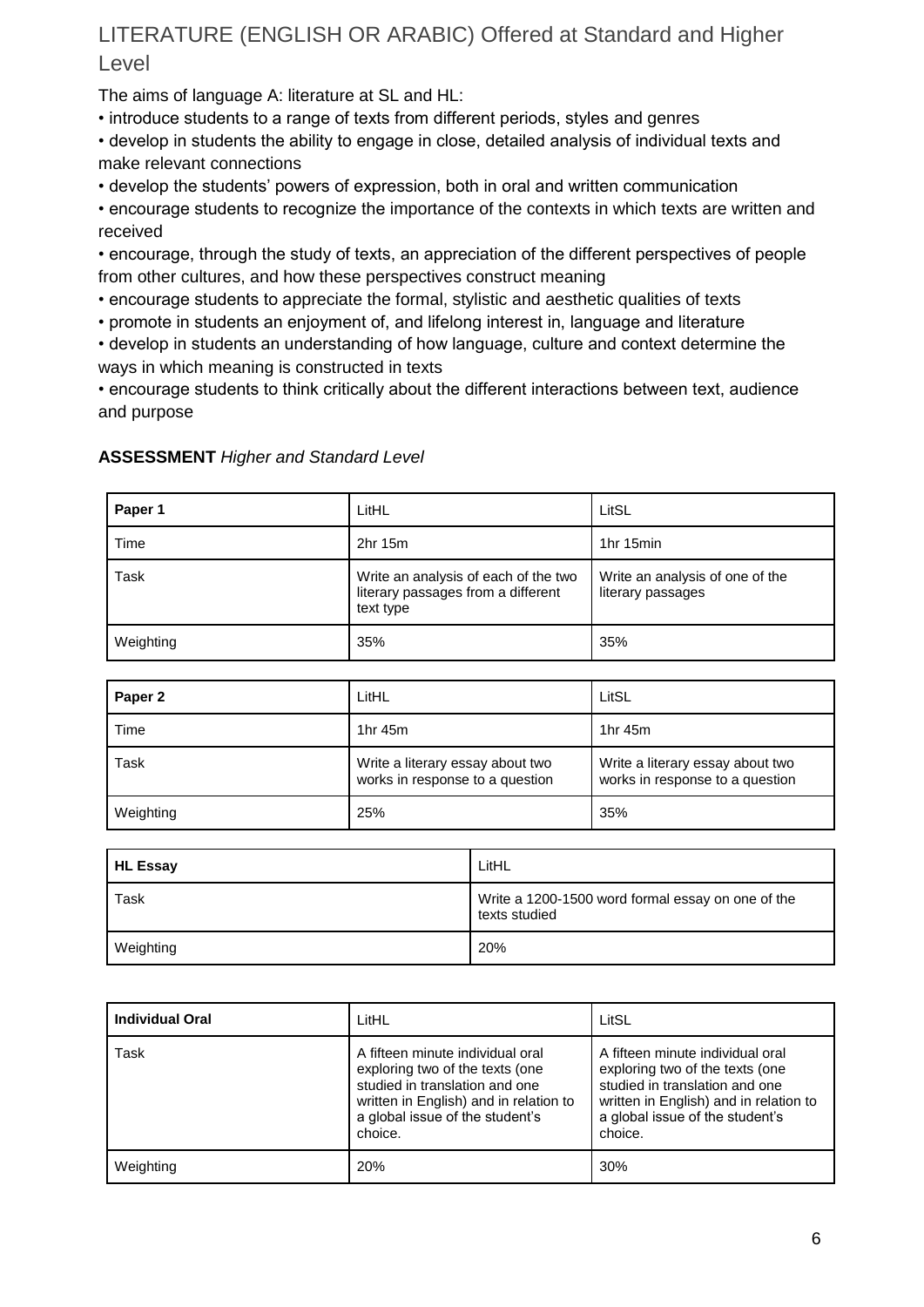## LITERATURE (ENGLISH OR ARABIC) Offered at Standard and Higher Level

The aims of language A: literature at SL and HL:

- introduce students to a range of texts from different periods, styles and genres
- develop in students the ability to engage in close, detailed analysis of individual texts and make relevant connections
- develop the students' powers of expression, both in oral and written communication
- encourage students to recognize the importance of the contexts in which texts are written and received
- encourage, through the study of texts, an appreciation of the different perspectives of people from other cultures, and how these perspectives construct meaning
- encourage students to appreciate the formal, stylistic and aesthetic qualities of texts
- promote in students an enjoyment of, and lifelong interest in, language and literature
- develop in students an understanding of how language, culture and context determine the ways in which meaning is constructed in texts
- encourage students to think critically about the different interactions between text, audience and purpose

**ASSESSMENT** *Higher and Standard Level*

| **Paper 1** | LitHL | LitSL |
|---|---|---|
| Time | 2hr 15m | 1hr 15min |
| Task | Write an analysis of each of the two literary passages from a different text type | Write an analysis of one of the literary passages |
| Weighting | 35% | 35% |

| **Paper 2** | LitHL | LitSL |
|---|---|---|
| Time | 1hr 45m | 1hr 45m |
| Task | Write a literary essay about two works in response to a question | Write a literary essay about two works in response to a question |
| Weighting | 25% | 35% |

| **HL Essay** | LitHL |
|---|---|
| Task | Write a 1200-1500 word formal essay on one of the texts studied |
| Weighting | 20% |

| **Individual Oral** | LitHL | LitSL |
|---|---|---|
| Task | A fifteen minute individual oral exploring two of the texts (one studied in translation and one written in English) and in relation to a global issue of the student's choice. | A fifteen minute individual oral exploring two of the texts (one studied in translation and one written in English) and in relation to a global issue of the student's choice. |
| Weighting | 20% | 30% |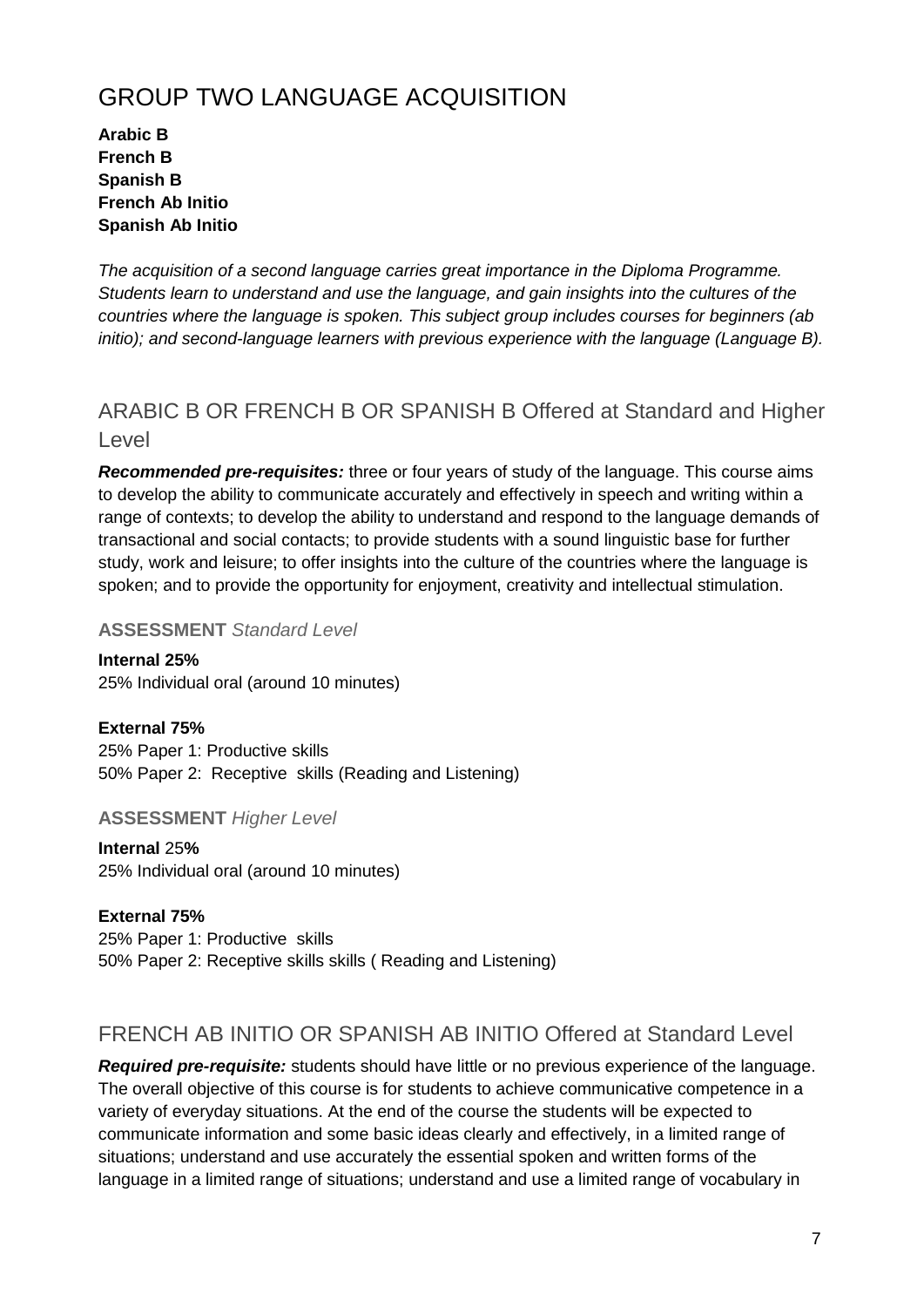# GROUP TWO LANGUAGE ACQUISITION

**Arabic B**
**French B**
**Spanish B**
**French Ab Initio**
**Spanish Ab Initio**

*The acquisition of a second language carries great importance in the Diploma Programme. Students learn to understand and use the language, and gain insights into the cultures of the countries where the language is spoken. This subject group includes courses for beginners (ab initio); and second-language learners with previous experience with the language (Language B).*

## ARABIC B OR FRENCH B OR SPANISH B Offered at Standard and Higher Level

***Recommended pre-requisites:*** three or four years of study of the language. This course aims to develop the ability to communicate accurately and effectively in speech and writing within a range of contexts; to develop the ability to understand and respond to the language demands of transactional and social contacts; to provide students with a sound linguistic base for further study, work and leisure; to offer insights into the culture of the countries where the language is spoken; and to provide the opportunity for enjoyment, creativity and intellectual stimulation.

### ASSESSMENT *Standard Level*

**Internal 25%**
25% Individual oral (around 10 minutes)

**External 75%**
25% Paper 1: Productive skills
50% Paper 2: Receptive skills (Reading and Listening)

### ASSESSMENT *Higher Level*

**Internal** 25**%**
25% Individual oral (around 10 minutes)

**External 75%**
25% Paper 1: Productive skills
50% Paper 2: Receptive skills skills ( Reading and Listening)

## FRENCH AB INITIO OR SPANISH AB INITIO Offered at Standard Level

***Required pre-requisite:*** students should have little or no previous experience of the language. The overall objective of this course is for students to achieve communicative competence in a variety of everyday situations. At the end of the course the students will be expected to communicate information and some basic ideas clearly and effectively, in a limited range of situations; understand and use accurately the essential spoken and written forms of the language in a limited range of situations; understand and use a limited range of vocabulary in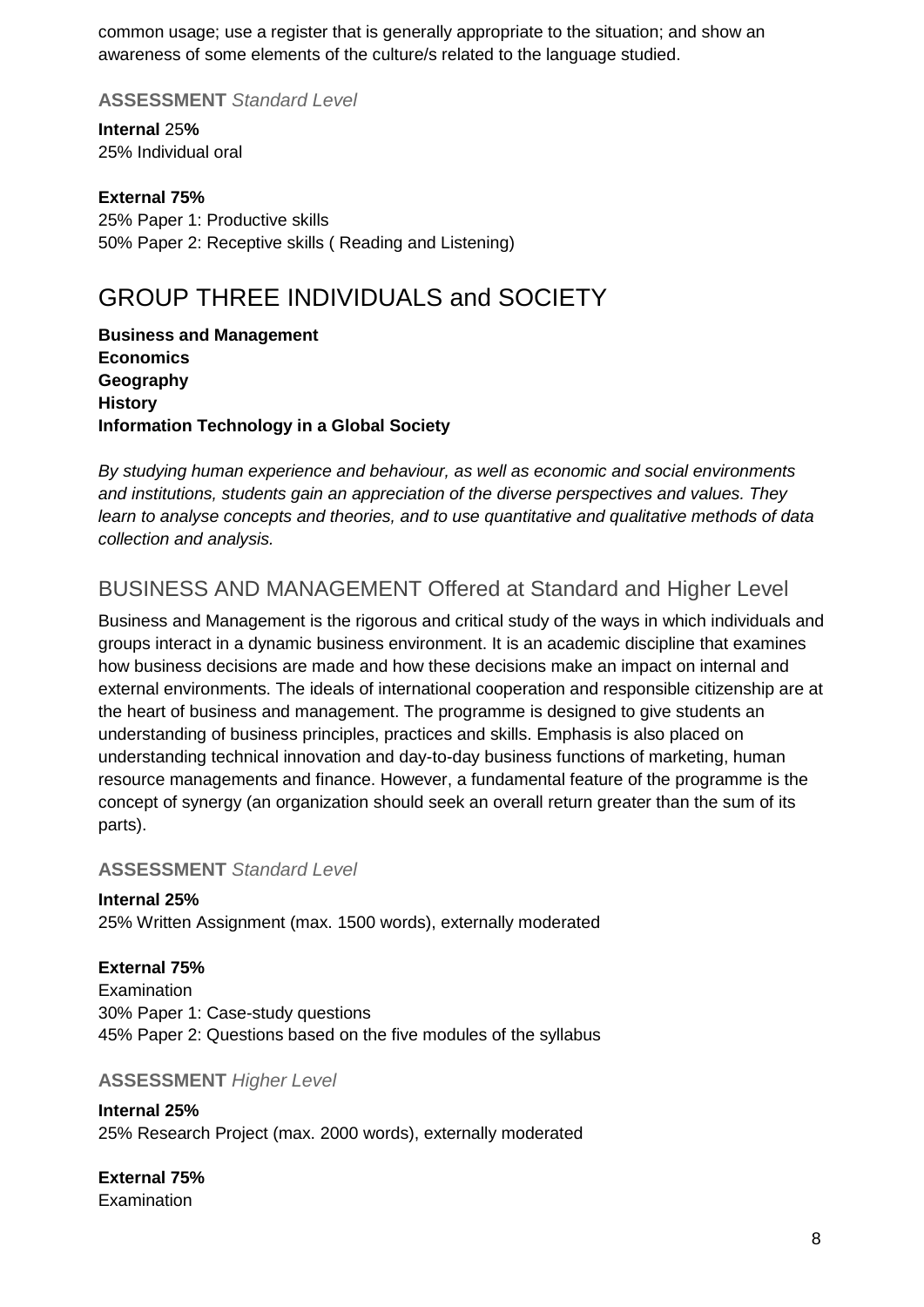common usage; use a register that is generally appropriate to the situation; and show an awareness of some elements of the culture/s related to the language studied.

**ASSESSMENT** *Standard Level*

**Internal** 25**%**
25% Individual oral

**External 75%**
25% Paper 1: Productive skills
50% Paper 2: Receptive skills ( Reading and Listening)

# GROUP THREE INDIVIDUALS and SOCIETY

**Business and Management**
**Economics**
**Geography**
**History**
**Information Technology in a Global Society**

*By studying human experience and behaviour, as well as economic and social environments and institutions, students gain an appreciation of the diverse perspectives and values. They learn to analyse concepts and theories, and to use quantitative and qualitative methods of data collection and analysis.*

## BUSINESS AND MANAGEMENT Offered at Standard and Higher Level

Business and Management is the rigorous and critical study of the ways in which individuals and groups interact in a dynamic business environment. It is an academic discipline that examines how business decisions are made and how these decisions make an impact on internal and external environments. The ideals of international cooperation and responsible citizenship are at the heart of business and management. The programme is designed to give students an understanding of business principles, practices and skills. Emphasis is also placed on understanding technical innovation and day-to-day business functions of marketing, human resource managements and finance. However, a fundamental feature of the programme is the concept of synergy (an organization should seek an overall return greater than the sum of its parts).

**ASSESSMENT** *Standard Level*

**Internal 25%**
25% Written Assignment (max. 1500 words), externally moderated

**External 75%**
Examination
30% Paper 1: Case-study questions
45% Paper 2: Questions based on the five modules of the syllabus

**ASSESSMENT** *Higher Level*

**Internal 25%**
25% Research Project (max. 2000 words), externally moderated

**External 75%**
Examination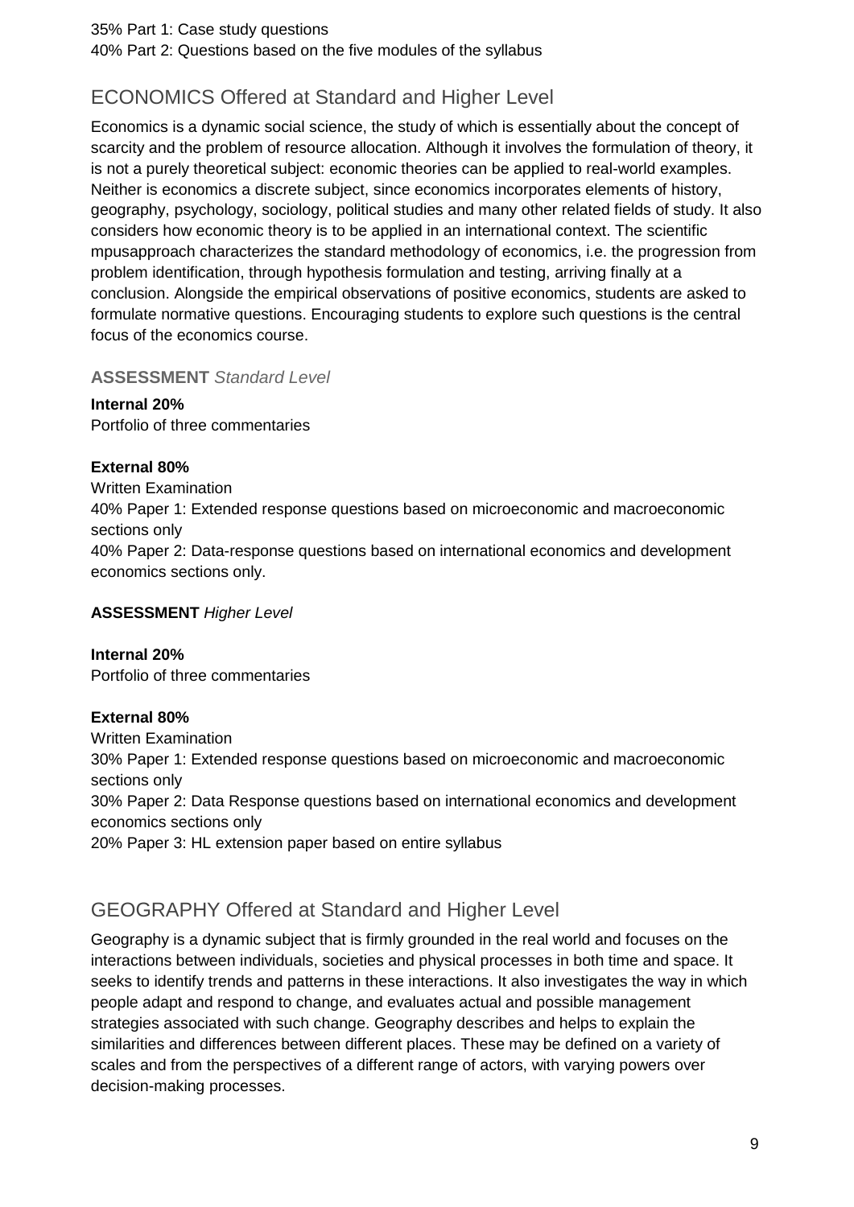35% Part 1: Case study questions
40% Part 2: Questions based on the five modules of the syllabus

## ECONOMICS Offered at Standard and Higher Level

Economics is a dynamic social science, the study of which is essentially about the concept of scarcity and the problem of resource allocation. Although it involves the formulation of theory, it is not a purely theoretical subject: economic theories can be applied to real-world examples. Neither is economics a discrete subject, since economics incorporates elements of history, geography, psychology, sociology, political studies and many other related fields of study. It also considers how economic theory is to be applied in an international context. The scientific mpusapproach characterizes the standard methodology of economics, i.e. the progression from problem identification, through hypothesis formulation and testing, arriving finally at a conclusion. Alongside the empirical observations of positive economics, students are asked to formulate normative questions. Encouraging students to explore such questions is the central focus of the economics course.

### ASSESSMENT *Standard Level*

**Internal 20%**
Portfolio of three commentaries

**External 80%**
Written Examination
40% Paper 1: Extended response questions based on microeconomic and macroeconomic sections only
40% Paper 2: Data-response questions based on international economics and development economics sections only.

### ASSESSMENT *Higher Level*

**Internal 20%**
Portfolio of three commentaries

**External 80%**
Written Examination
30% Paper 1: Extended response questions based on microeconomic and macroeconomic sections only
30% Paper 2: Data Response questions based on international economics and development economics sections only
20% Paper 3: HL extension paper based on entire syllabus

## GEOGRAPHY Offered at Standard and Higher Level

Geography is a dynamic subject that is firmly grounded in the real world and focuses on the interactions between individuals, societies and physical processes in both time and space. It seeks to identify trends and patterns in these interactions. It also investigates the way in which people adapt and respond to change, and evaluates actual and possible management strategies associated with such change. Geography describes and helps to explain the similarities and differences between different places. These may be defined on a variety of scales and from the perspectives of a different range of actors, with varying powers over decision-making processes.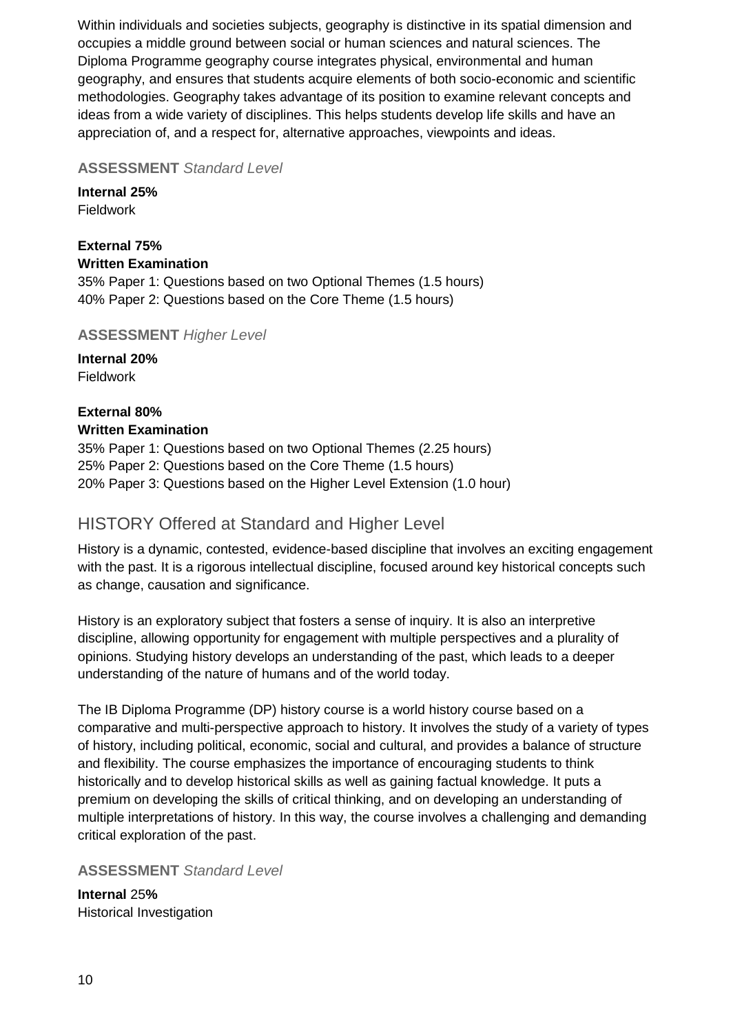Within individuals and societies subjects, geography is distinctive in its spatial dimension and occupies a middle ground between social or human sciences and natural sciences. The Diploma Programme geography course integrates physical, environmental and human geography, and ensures that students acquire elements of both socio-economic and scientific methodologies. Geography takes advantage of its position to examine relevant concepts and ideas from a wide variety of disciplines. This helps students develop life skills and have an appreciation of, and a respect for, alternative approaches, viewpoints and ideas.

**ASSESSMENT** *Standard Level*

**Internal 25%**
Fieldwork

**External 75%**
**Written Examination**
35% Paper 1: Questions based on two Optional Themes (1.5 hours)
40% Paper 2: Questions based on the Core Theme (1.5 hours)

**ASSESSMENT** *Higher Level*

**Internal 20%**
Fieldwork

**External 80%**
**Written Examination**
35% Paper 1: Questions based on two Optional Themes (2.25 hours)
25% Paper 2: Questions based on the Core Theme (1.5 hours)
20% Paper 3: Questions based on the Higher Level Extension (1.0 hour)

## HISTORY Offered at Standard and Higher Level

History is a dynamic, contested, evidence-based discipline that involves an exciting engagement with the past. It is a rigorous intellectual discipline, focused around key historical concepts such as change, causation and significance.

History is an exploratory subject that fosters a sense of inquiry. It is also an interpretive discipline, allowing opportunity for engagement with multiple perspectives and a plurality of opinions. Studying history develops an understanding of the past, which leads to a deeper understanding of the nature of humans and of the world today.

The IB Diploma Programme (DP) history course is a world history course based on a comparative and multi-perspective approach to history. It involves the study of a variety of types of history, including political, economic, social and cultural, and provides a balance of structure and flexibility. The course emphasizes the importance of encouraging students to think historically and to develop historical skills as well as gaining factual knowledge. It puts a premium on developing the skills of critical thinking, and on developing an understanding of multiple interpretations of history. In this way, the course involves a challenging and demanding critical exploration of the past.

**ASSESSMENT** *Standard Level*

**Internal** 25**%**
Historical Investigation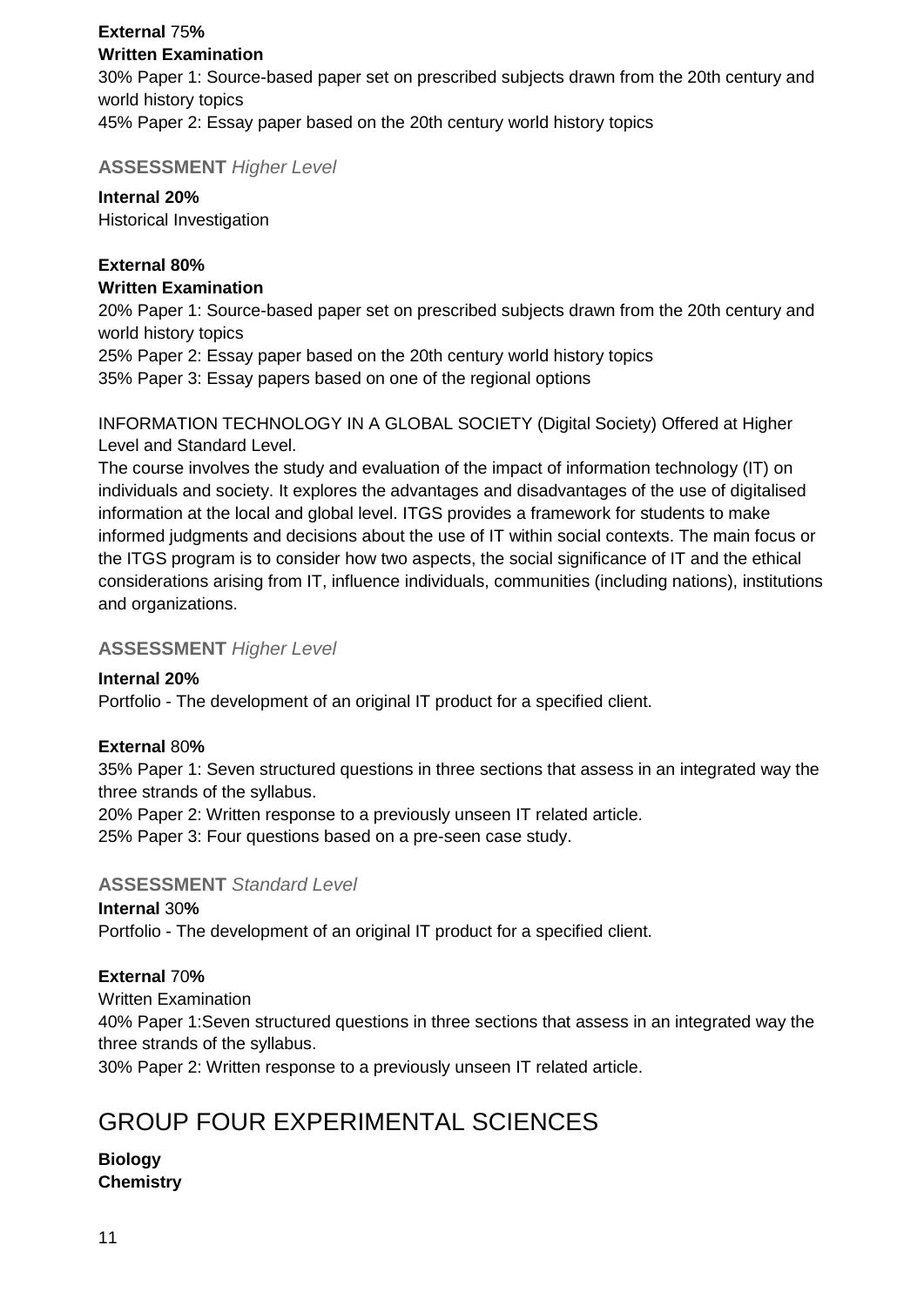**External** 75**%**
**Written Examination**
30% Paper 1: Source-based paper set on prescribed subjects drawn from the 20th century and world history topics
45% Paper 2: Essay paper based on the 20th century world history topics

### **ASSESSMENT** *Higher Level*

**Internal 20%**
Historical Investigation

**External 80%**
**Written Examination**
20% Paper 1: Source-based paper set on prescribed subjects drawn from the 20th century and world history topics
25% Paper 2: Essay paper based on the 20th century world history topics
35% Paper 3: Essay papers based on one of the regional options

INFORMATION TECHNOLOGY IN A GLOBAL SOCIETY (Digital Society) Offered at Higher Level and Standard Level.
The course involves the study and evaluation of the impact of information technology (IT) on individuals and society. It explores the advantages and disadvantages of the use of digitalised information at the local and global level. ITGS provides a framework for students to make informed judgments and decisions about the use of IT within social contexts. The main focus or the ITGS program is to consider how two aspects, the social significance of IT and the ethical considerations arising from IT, influence individuals, communities (including nations), institutions and organizations.

### **ASSESSMENT** *Higher Level*

**Internal 20%**
Portfolio - The development of an original IT product for a specified client.

**External** 80**%**
35% Paper 1: Seven structured questions in three sections that assess in an integrated way the three strands of the syllabus.
20% Paper 2: Written response to a previously unseen IT related article.
25% Paper 3: Four questions based on a pre-seen case study.

### **ASSESSMENT** *Standard Level*

**Internal** 30**%**
Portfolio - The development of an original IT product for a specified client.

**External** 70**%**
Written Examination
40% Paper 1:Seven structured questions in three sections that assess in an integrated way the three strands of the syllabus.
30% Paper 2: Written response to a previously unseen IT related article.

## GROUP FOUR EXPERIMENTAL SCIENCES

**Biology**
**Chemistry**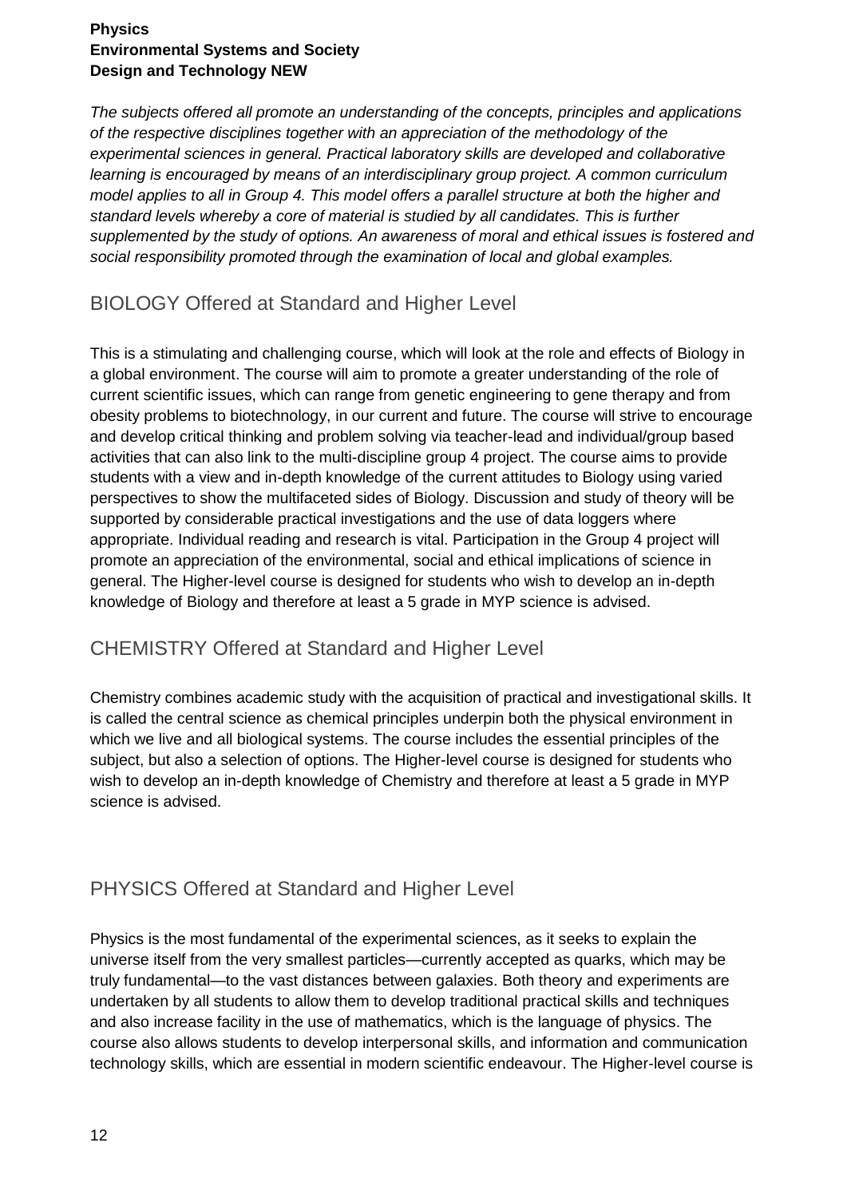**Physics**
**Environmental Systems and Society**
**Design and Technology NEW**

*The subjects offered all promote an understanding of the concepts, principles and applications of the respective disciplines together with an appreciation of the methodology of the experimental sciences in general. Practical laboratory skills are developed and collaborative learning is encouraged by means of an interdisciplinary group project. A common curriculum model applies to all in Group 4. This model offers a parallel structure at both the higher and standard levels whereby a core of material is studied by all candidates. This is further supplemented by the study of options. An awareness of moral and ethical issues is fostered and social responsibility promoted through the examination of local and global examples.*

## BIOLOGY Offered at Standard and Higher Level

This is a stimulating and challenging course, which will look at the role and effects of Biology in a global environment. The course will aim to promote a greater understanding of the role of current scientific issues, which can range from genetic engineering to gene therapy and from obesity problems to biotechnology, in our current and future. The course will strive to encourage and develop critical thinking and problem solving via teacher-lead and individual/group based activities that can also link to the multi-discipline group 4 project. The course aims to provide students with a view and in-depth knowledge of the current attitudes to Biology using varied perspectives to show the multifaceted sides of Biology. Discussion and study of theory will be supported by considerable practical investigations and the use of data loggers where appropriate. Individual reading and research is vital. Participation in the Group 4 project will promote an appreciation of the environmental, social and ethical implications of science in general. The Higher-level course is designed for students who wish to develop an in-depth knowledge of Biology and therefore at least a 5 grade in MYP science is advised.

## CHEMISTRY Offered at Standard and Higher Level

Chemistry combines academic study with the acquisition of practical and investigational skills. It is called the central science as chemical principles underpin both the physical environment in which we live and all biological systems. The course includes the essential principles of the subject, but also a selection of options. The Higher-level course is designed for students who wish to develop an in-depth knowledge of Chemistry and therefore at least a 5 grade in MYP science is advised.

## PHYSICS Offered at Standard and Higher Level

Physics is the most fundamental of the experimental sciences, as it seeks to explain the universe itself from the very smallest particles—currently accepted as quarks, which may be truly fundamental—to the vast distances between galaxies. Both theory and experiments are undertaken by all students to allow them to develop traditional practical skills and techniques and also increase facility in the use of mathematics, which is the language of physics. The course also allows students to develop interpersonal skills, and information and communication technology skills, which are essential in modern scientific endeavour. The Higher-level course is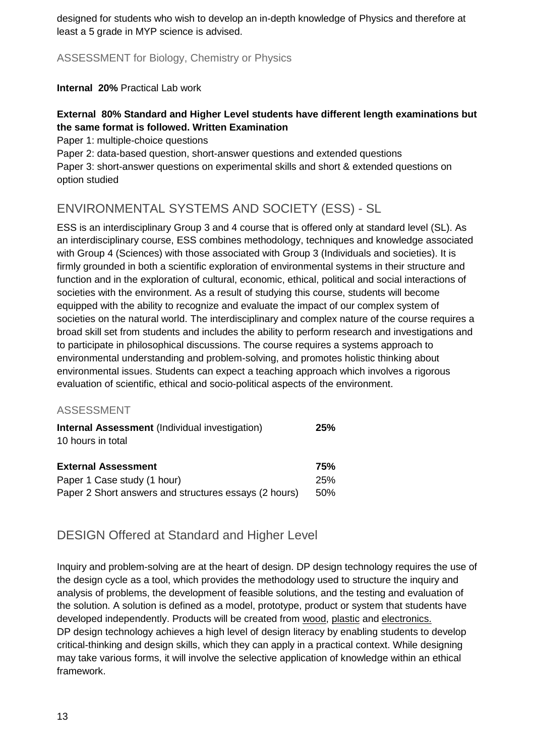designed for students who wish to develop an in-depth knowledge of Physics and therefore at least a 5 grade in MYP science is advised.

### ASSESSMENT for Biology, Chemistry or Physics

**Internal 20%** Practical Lab work

**External 80% Standard and Higher Level students have different length examinations but the same format is followed. Written Examination**

Paper 1: multiple-choice questions
Paper 2: data-based question, short-answer questions and extended questions
Paper 3: short-answer questions on experimental skills and short & extended questions on option studied

## ENVIRONMENTAL SYSTEMS AND SOCIETY (ESS) - SL

ESS is an interdisciplinary Group 3 and 4 course that is offered only at standard level (SL). As an interdisciplinary course, ESS combines methodology, techniques and knowledge associated with Group 4 (Sciences) with those associated with Group 3 (Individuals and societies). It is firmly grounded in both a scientific exploration of environmental systems in their structure and function and in the exploration of cultural, economic, ethical, political and social interactions of societies with the environment. As a result of studying this course, students will become equipped with the ability to recognize and evaluate the impact of our complex system of societies on the natural world. The interdisciplinary and complex nature of the course requires a broad skill set from students and includes the ability to perform research and investigations and to participate in philosophical discussions. The course requires a systems approach to environmental understanding and problem-solving, and promotes holistic thinking about environmental issues. Students can expect a teaching approach which involves a rigorous evaluation of scientific, ethical and socio-political aspects of the environment.

### ASSESSMENT

| | |
|---|---|
| **Internal Assessment** (Individual investigation) 10 hours in total | **25%** |
| **External Assessment** | **75%** |
| Paper 1 Case study (1 hour) | 25% |
| Paper 2 Short answers and structures essays (2 hours) | 50% |

## DESIGN Offered at Standard and Higher Level

Inquiry and problem-solving are at the heart of design. DP design technology requires the use of the design cycle as a tool, which provides the methodology used to structure the inquiry and analysis of problems, the development of feasible solutions, and the testing and evaluation of the solution. A solution is defined as a model, prototype, product or system that students have developed independently. Products will be created from wood, plastic and electronics.
DP design technology achieves a high level of design literacy by enabling students to develop critical-thinking and design skills, which they can apply in a practical context. While designing may take various forms, it will involve the selective application of knowledge within an ethical framework.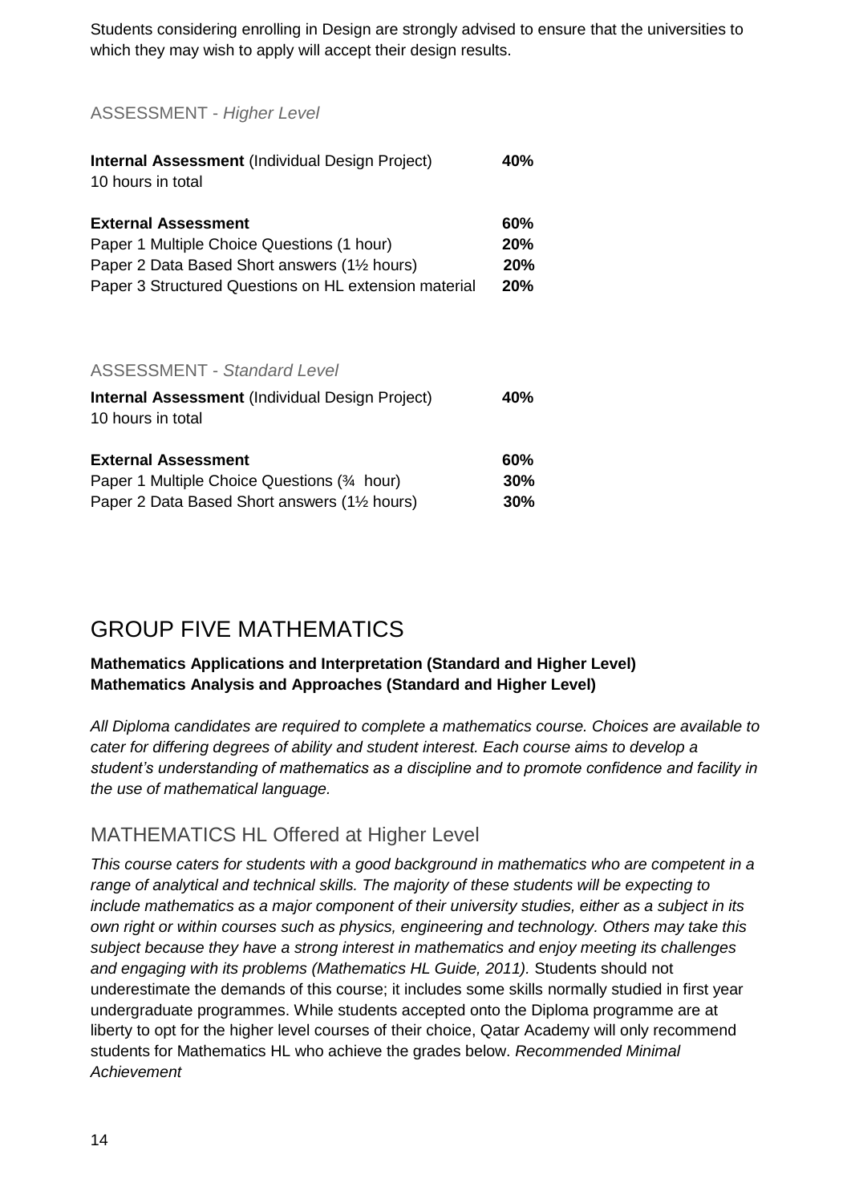Students considering enrolling in Design are strongly advised to ensure that the universities to which they may wish to apply will accept their design results.

### ASSESSMENT - *Higher Level*

| | |
|---|---|
| **Internal Assessment** (Individual Design Project)<br>10 hours in total | **40%** |
| **External Assessment** | **60%** |
| Paper 1 Multiple Choice Questions (1 hour) | **20%** |
| Paper 2 Data Based Short answers (1½ hours) | **20%** |
| Paper 3 Structured Questions on HL extension material | **20%** |

### ASSESSMENT - *Standard Level*

| | |
|---|---|
| **Internal Assessment** (Individual Design Project)<br>10 hours in total | **40%** |
| **External Assessment** | **60%** |
| Paper 1 Multiple Choice Questions (¾ hour) | **30%** |
| Paper 2 Data Based Short answers (1½ hours) | **30%** |

# GROUP FIVE MATHEMATICS

**Mathematics Applications and Interpretation (Standard and Higher Level)**
**Mathematics Analysis and Approaches (Standard and Higher Level)**

*All Diploma candidates are required to complete a mathematics course. Choices are available to cater for differing degrees of ability and student interest. Each course aims to develop a student's understanding of mathematics as a discipline and to promote confidence and facility in the use of mathematical language.*

## MATHEMATICS HL Offered at Higher Level

*This course caters for students with a good background in mathematics who are competent in a range of analytical and technical skills. The majority of these students will be expecting to include mathematics as a major component of their university studies, either as a subject in its own right or within courses such as physics, engineering and technology. Others may take this subject because they have a strong interest in mathematics and enjoy meeting its challenges and engaging with its problems (Mathematics HL Guide, 2011).* Students should not underestimate the demands of this course; it includes some skills normally studied in first year undergraduate programmes. While students accepted onto the Diploma programme are at liberty to opt for the higher level courses of their choice, Qatar Academy will only recommend students for Mathematics HL who achieve the grades below. *Recommended Minimal Achievement*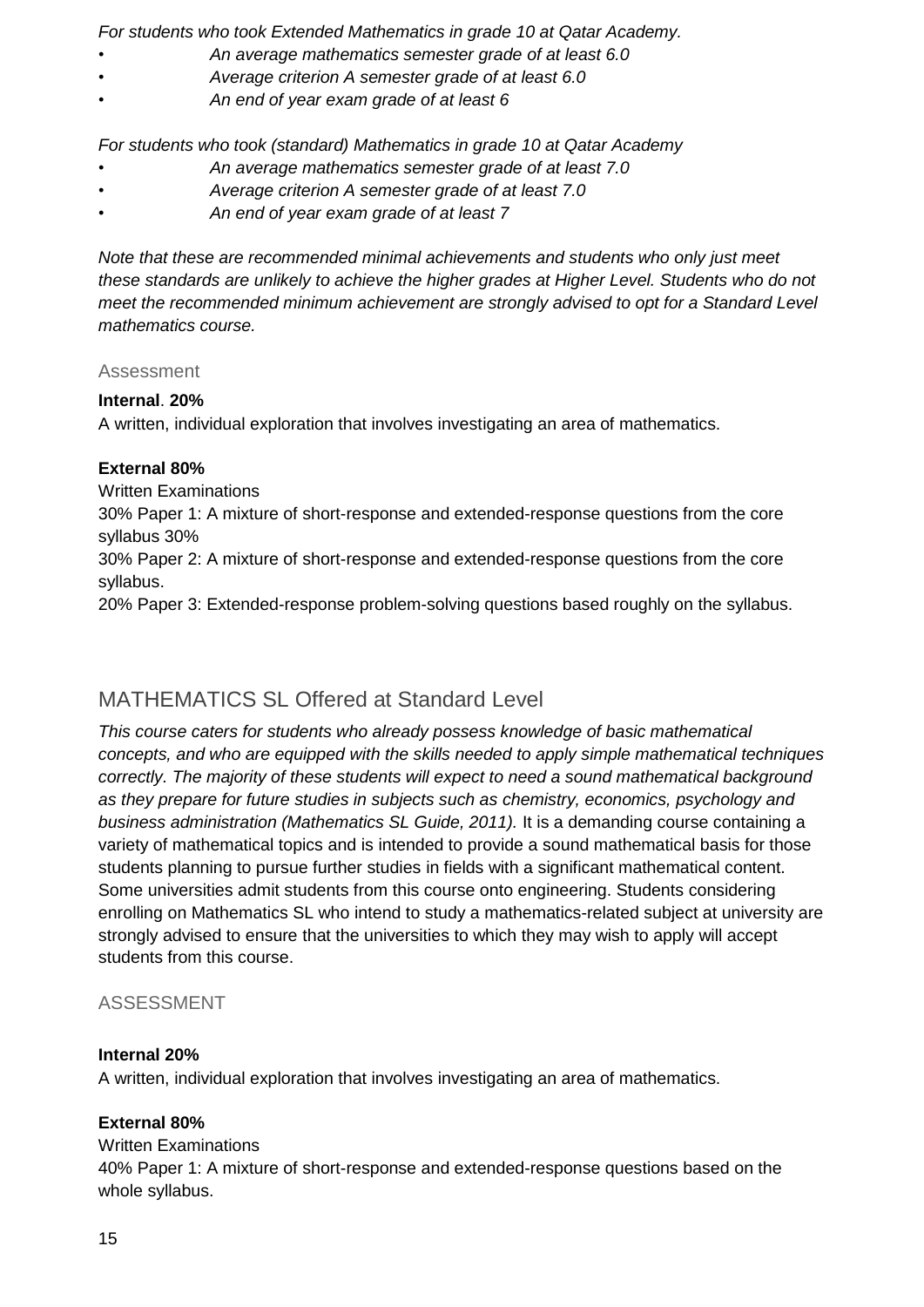*For students who took Extended Mathematics in grade 10 at Qatar Academy.*

- *An average mathematics semester grade of at least 6.0*
- *Average criterion A semester grade of at least 6.0*
- *An end of year exam grade of at least 6*

*For students who took (standard) Mathematics in grade 10 at Qatar Academy*

- *An average mathematics semester grade of at least 7.0*
- *Average criterion A semester grade of at least 7.0*
- *An end of year exam grade of at least 7*

*Note that these are recommended minimal achievements and students who only just meet these standards are unlikely to achieve the higher grades at Higher Level. Students who do not meet the recommended minimum achievement are strongly advised to opt for a Standard Level mathematics course.*

### Assessment

**Internal**. **20%**
A written, individual exploration that involves investigating an area of mathematics.

**External 80%**
Written Examinations
30% Paper 1: A mixture of short-response and extended-response questions from the core syllabus 30%
30% Paper 2: A mixture of short-response and extended-response questions from the core syllabus.
20% Paper 3: Extended-response problem-solving questions based roughly on the syllabus.

## MATHEMATICS SL Offered at Standard Level

*This course caters for students who already possess knowledge of basic mathematical concepts, and who are equipped with the skills needed to apply simple mathematical techniques correctly. The majority of these students will expect to need a sound mathematical background as they prepare for future studies in subjects such as chemistry, economics, psychology and business administration (Mathematics SL Guide, 2011).* It is a demanding course containing a variety of mathematical topics and is intended to provide a sound mathematical basis for those students planning to pursue further studies in fields with a significant mathematical content. Some universities admit students from this course onto engineering. Students considering enrolling on Mathematics SL who intend to study a mathematics-related subject at university are strongly advised to ensure that the universities to which they may wish to apply will accept students from this course.

### ASSESSMENT

**Internal 20%**
A written, individual exploration that involves investigating an area of mathematics.

**External 80%**
Written Examinations
40% Paper 1: A mixture of short-response and extended-response questions based on the whole syllabus.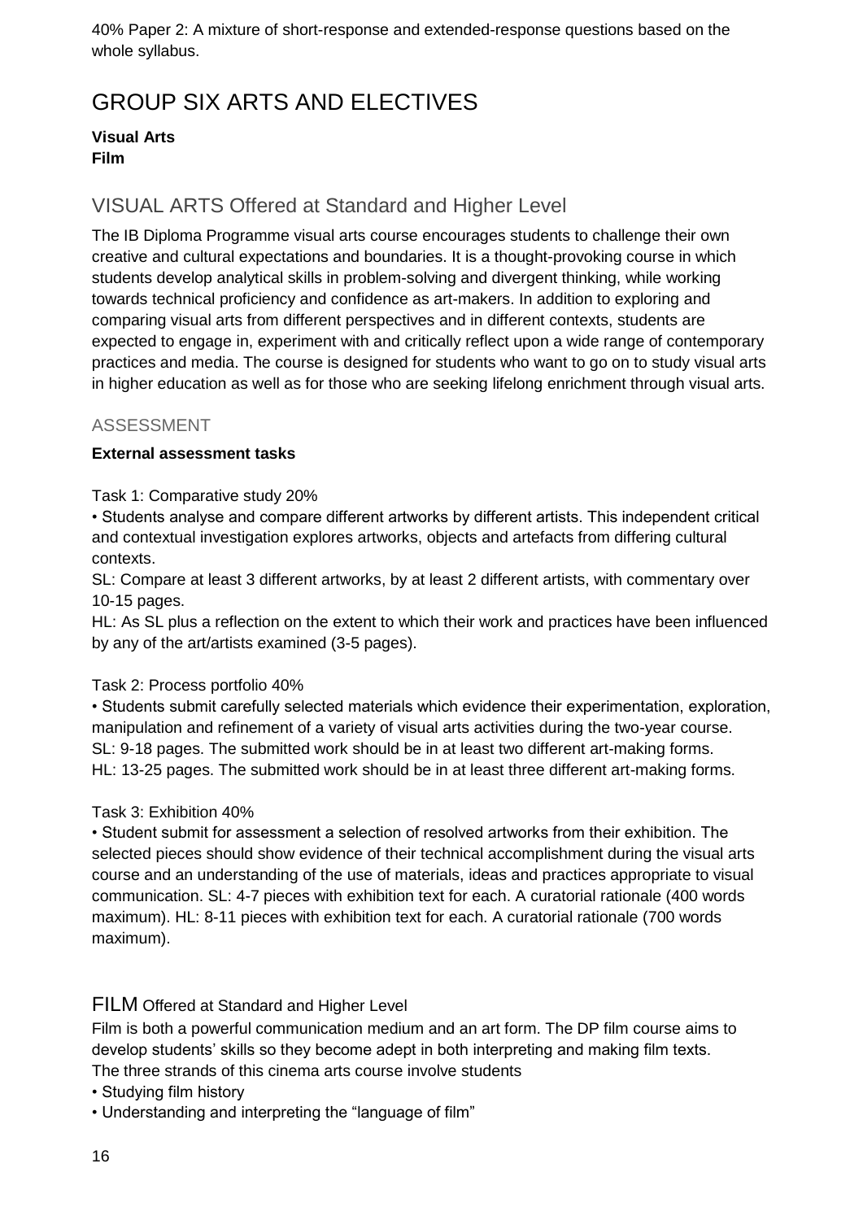40% Paper 2: A mixture of short-response and extended-response questions based on the whole syllabus.

# GROUP SIX ARTS AND ELECTIVES

**Visual Arts**
**Film**

## VISUAL ARTS Offered at Standard and Higher Level

The IB Diploma Programme visual arts course encourages students to challenge their own creative and cultural expectations and boundaries. It is a thought-provoking course in which students develop analytical skills in problem-solving and divergent thinking, while working towards technical proficiency and confidence as art-makers. In addition to exploring and comparing visual arts from different perspectives and in different contexts, students are expected to engage in, experiment with and critically reflect upon a wide range of contemporary practices and media. The course is designed for students who want to go on to study visual arts in higher education as well as for those who are seeking lifelong enrichment through visual arts.

### ASSESSMENT

**External assessment tasks**

Task 1: Comparative study 20%

• Students analyse and compare different artworks by different artists. This independent critical and contextual investigation explores artworks, objects and artefacts from differing cultural contexts.

SL: Compare at least 3 different artworks, by at least 2 different artists, with commentary over 10-15 pages.

HL: As SL plus a reflection on the extent to which their work and practices have been influenced by any of the art/artists examined (3-5 pages).

Task 2: Process portfolio 40%

• Students submit carefully selected materials which evidence their experimentation, exploration, manipulation and refinement of a variety of visual arts activities during the two-year course.

SL: 9-18 pages. The submitted work should be in at least two different art-making forms.

HL: 13-25 pages. The submitted work should be in at least three different art-making forms.

Task 3: Exhibition 40%

• Student submit for assessment a selection of resolved artworks from their exhibition. The selected pieces should show evidence of their technical accomplishment during the visual arts course and an understanding of the use of materials, ideas and practices appropriate to visual communication. SL: 4-7 pieces with exhibition text for each. A curatorial rationale (400 words maximum). HL: 8-11 pieces with exhibition text for each. A curatorial rationale (700 words maximum).

## FILM Offered at Standard and Higher Level

Film is both a powerful communication medium and an art form. The DP film course aims to develop students' skills so they become adept in both interpreting and making film texts.

The three strands of this cinema arts course involve students

• Studying film history
• Understanding and interpreting the "language of film"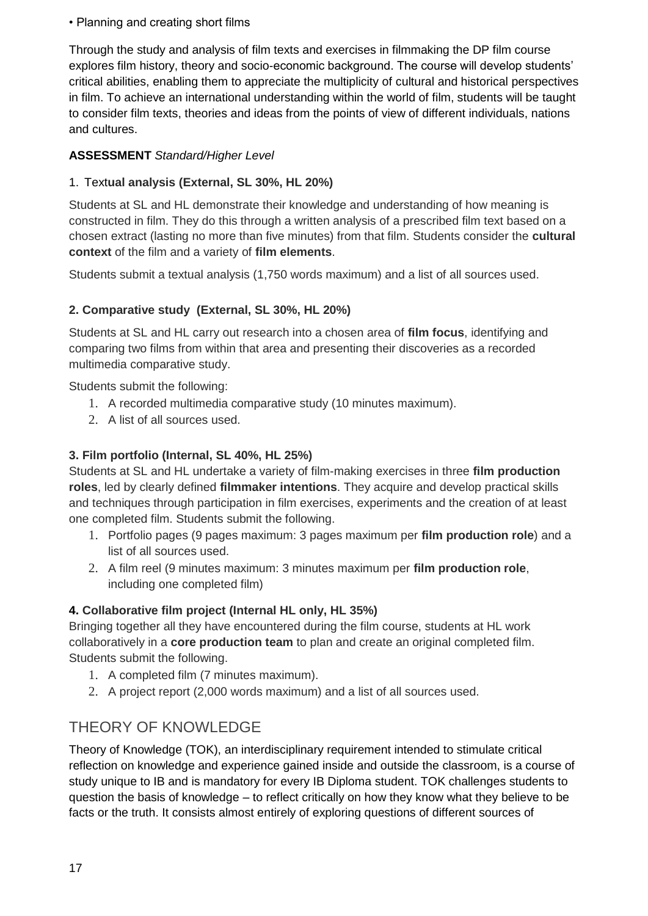• Planning and creating short films

Through the study and analysis of film texts and exercises in filmmaking the DP film course explores film history, theory and socio-economic background. The course will develop students' critical abilities, enabling them to appreciate the multiplicity of cultural and historical perspectives in film. To achieve an international understanding within the world of film, students will be taught to consider film texts, theories and ideas from the points of view of different individuals, nations and cultures.

**ASSESSMENT** *Standard/Higher Level*

1. **Textual analysis (External, SL 30%, HL 20%)**

Students at SL and HL demonstrate their knowledge and understanding of how meaning is constructed in film. They do this through a written analysis of a prescribed film text based on a chosen extract (lasting no more than five minutes) from that film. Students consider the **cultural context** of the film and a variety of **film elements**.

Students submit a textual analysis (1,750 words maximum) and a list of all sources used.

**2. Comparative study (External, SL 30%, HL 20%)**

Students at SL and HL carry out research into a chosen area of **film focus**, identifying and comparing two films from within that area and presenting their discoveries as a recorded multimedia comparative study.

Students submit the following:

1. A recorded multimedia comparative study (10 minutes maximum).
2. A list of all sources used.

**3. Film portfolio (Internal, SL 40%, HL 25%)**

Students at SL and HL undertake a variety of film-making exercises in three **film production roles**, led by clearly defined **filmmaker intentions**. They acquire and develop practical skills and techniques through participation in film exercises, experiments and the creation of at least one completed film. Students submit the following.

1. Portfolio pages (9 pages maximum: 3 pages maximum per **film production role**) and a list of all sources used.
2. A film reel (9 minutes maximum: 3 minutes maximum per **film production role**, including one completed film)

**4. Collaborative film project (Internal HL only, HL 35%)**

Bringing together all they have encountered during the film course, students at HL work collaboratively in a **core production team** to plan and create an original completed film. Students submit the following.

1. A completed film (7 minutes maximum).
2. A project report (2,000 words maximum) and a list of all sources used.

## THEORY OF KNOWLEDGE

Theory of Knowledge (TOK), an interdisciplinary requirement intended to stimulate critical reflection on knowledge and experience gained inside and outside the classroom, is a course of study unique to IB and is mandatory for every IB Diploma student. TOK challenges students to question the basis of knowledge – to reflect critically on how they know what they believe to be facts or the truth. It consists almost entirely of exploring questions of different sources of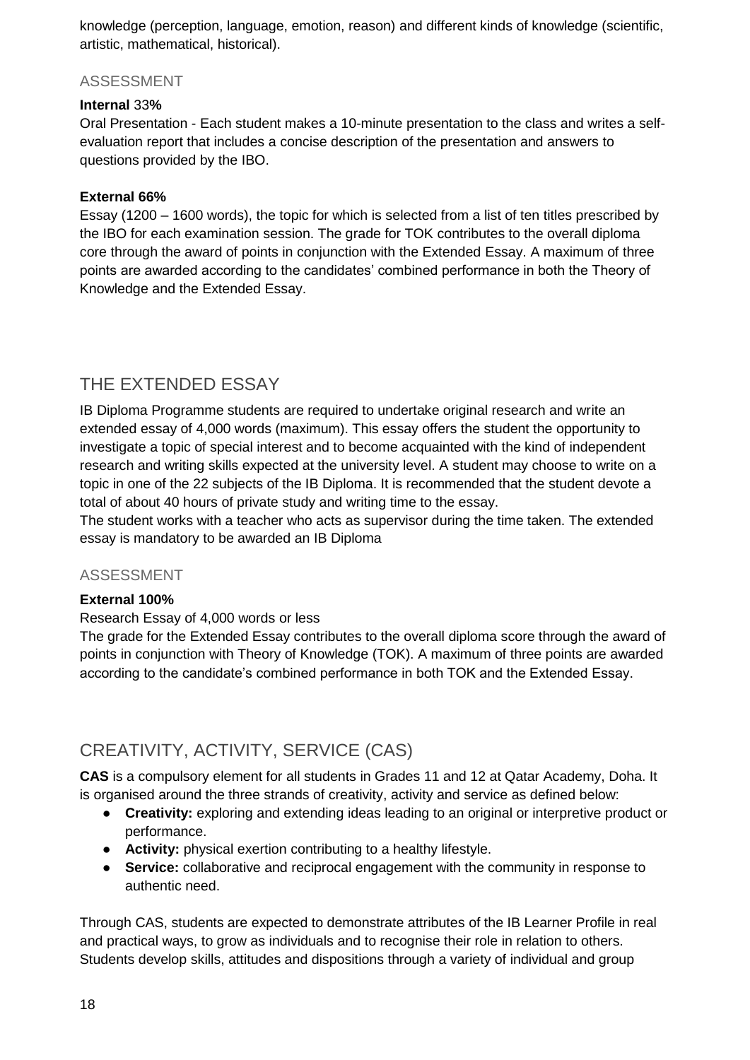knowledge (perception, language, emotion, reason) and different kinds of knowledge (scientific, artistic, mathematical, historical).

### ASSESSMENT

**Internal** 33**%**

Oral Presentation - Each student makes a 10-minute presentation to the class and writes a self-evaluation report that includes a concise description of the presentation and answers to questions provided by the IBO.

**External 66%**

Essay (1200 – 1600 words), the topic for which is selected from a list of ten titles prescribed by the IBO for each examination session. The grade for TOK contributes to the overall diploma core through the award of points in conjunction with the Extended Essay. A maximum of three points are awarded according to the candidates' combined performance in both the Theory of Knowledge and the Extended Essay.

## THE EXTENDED ESSAY

IB Diploma Programme students are required to undertake original research and write an extended essay of 4,000 words (maximum). This essay offers the student the opportunity to investigate a topic of special interest and to become acquainted with the kind of independent research and writing skills expected at the university level. A student may choose to write on a topic in one of the 22 subjects of the IB Diploma. It is recommended that the student devote a total of about 40 hours of private study and writing time to the essay.
The student works with a teacher who acts as supervisor during the time taken. The extended essay is mandatory to be awarded an IB Diploma

### ASSESSMENT

**External 100%**

Research Essay of 4,000 words or less
The grade for the Extended Essay contributes to the overall diploma score through the award of points in conjunction with Theory of Knowledge (TOK). A maximum of three points are awarded according to the candidate's combined performance in both TOK and the Extended Essay.

## CREATIVITY, ACTIVITY, SERVICE (CAS)

**CAS** is a compulsory element for all students in Grades 11 and 12 at Qatar Academy, Doha. It is organised around the three strands of creativity, activity and service as defined below:

- **Creativity:** exploring and extending ideas leading to an original or interpretive product or performance.
- **Activity:** physical exertion contributing to a healthy lifestyle.
- **Service:** collaborative and reciprocal engagement with the community in response to authentic need.

Through CAS, students are expected to demonstrate attributes of the IB Learner Profile in real and practical ways, to grow as individuals and to recognise their role in relation to others. Students develop skills, attitudes and dispositions through a variety of individual and group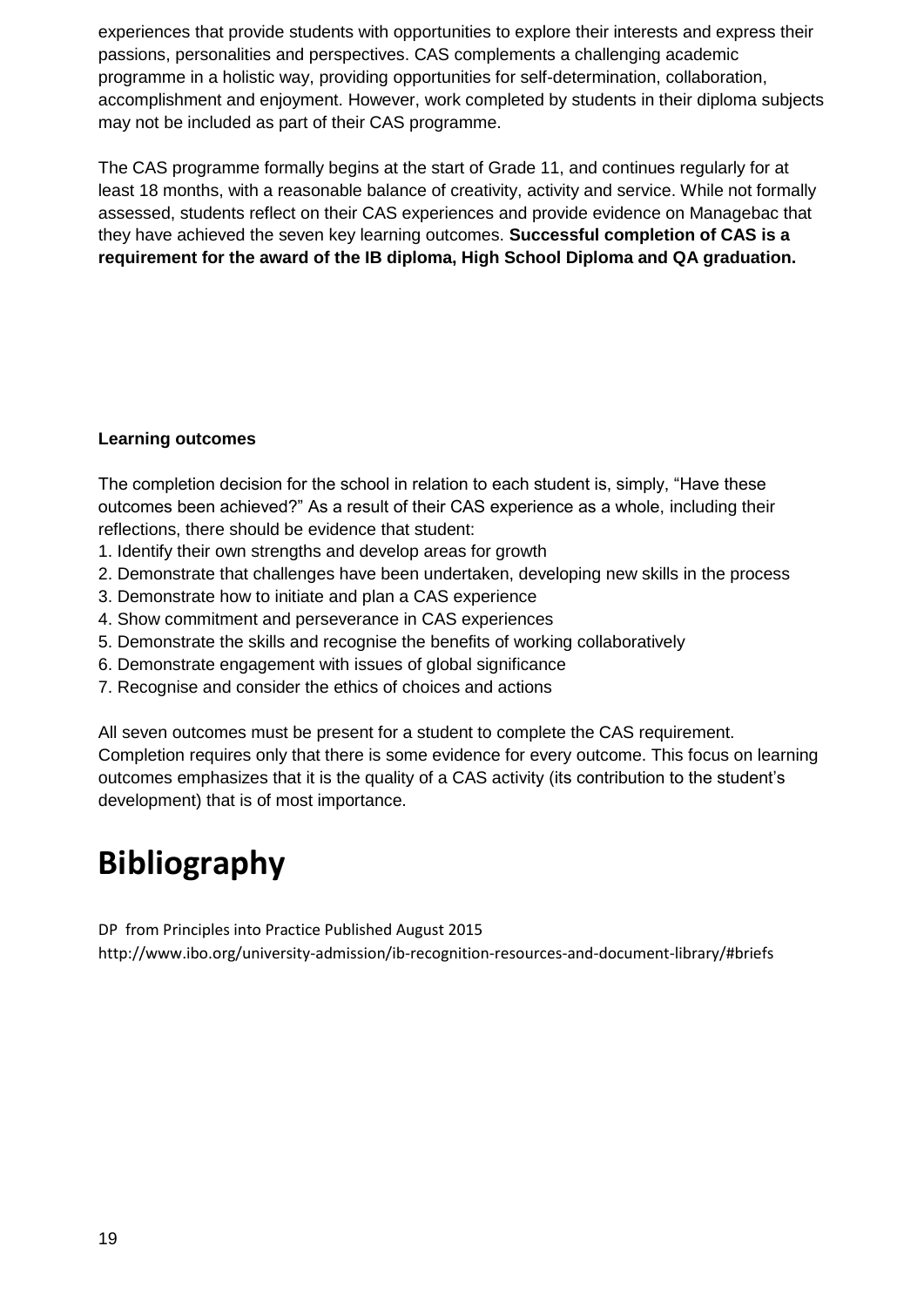experiences that provide students with opportunities to explore their interests and express their passions, personalities and perspectives. CAS complements a challenging academic programme in a holistic way, providing opportunities for self-determination, collaboration, accomplishment and enjoyment. However, work completed by students in their diploma subjects may not be included as part of their CAS programme.

The CAS programme formally begins at the start of Grade 11, and continues regularly for at least 18 months, with a reasonable balance of creativity, activity and service. While not formally assessed, students reflect on their CAS experiences and provide evidence on Managebac that they have achieved the seven key learning outcomes. **Successful completion of CAS is a requirement for the award of the IB diploma, High School Diploma and QA graduation.**

**Learning outcomes**

The completion decision for the school in relation to each student is, simply, "Have these outcomes been achieved?" As a result of their CAS experience as a whole, including their reflections, there should be evidence that student:

1. Identify their own strengths and develop areas for growth
2. Demonstrate that challenges have been undertaken, developing new skills in the process
3. Demonstrate how to initiate and plan a CAS experience
4. Show commitment and perseverance in CAS experiences
5. Demonstrate the skills and recognise the benefits of working collaboratively
6. Demonstrate engagement with issues of global significance
7. Recognise and consider the ethics of choices and actions

All seven outcomes must be present for a student to complete the CAS requirement. Completion requires only that there is some evidence for every outcome. This focus on learning outcomes emphasizes that it is the quality of a CAS activity (its contribution to the student's development) that is of most importance.

# Bibliography

DP from Principles into Practice Published August 2015

http://www.ibo.org/university-admission/ib-recognition-resources-and-document-library/#briefs